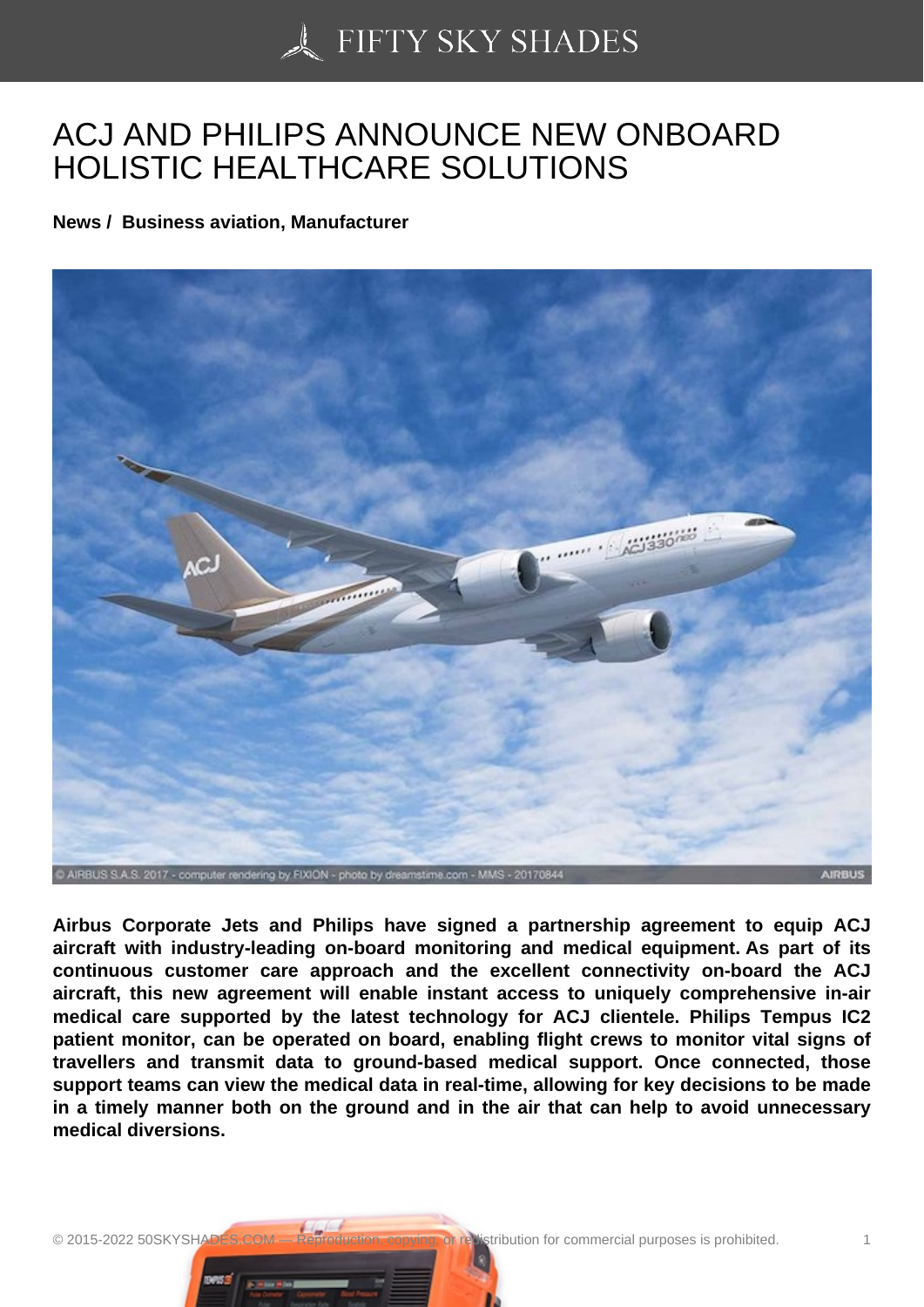# ACJ AND PHILIPS ANNOUNCE NEW ONBOARD HOLISTIC HEALTHCARE SOLUTIONS

**News / Business aviation, Manufacturer**

**Airbus Corporate Jets and Philips have signed a partnership agreement to equip ACJ aircraft with industry-leading on-board monitoring and medical equipment. As part of its continuous customer care approach and the excellent connectivity on-board the ACJ aircraft, this new agreement will enable instant access to uniquely comprehensive in-air medical care supported by the latest technology for ACJ clientele. Philips Tempus IC2 patient monitor, can be operated on board, enabling flight crews to monitor vital signs of travellers and transmit data to ground-based medical support. Once connected, those support teams can view the medical data in real-time, allowing for key decisions to be made in a timely manner both on the ground and in the air that can help to avoid unnecessary medical diversions.**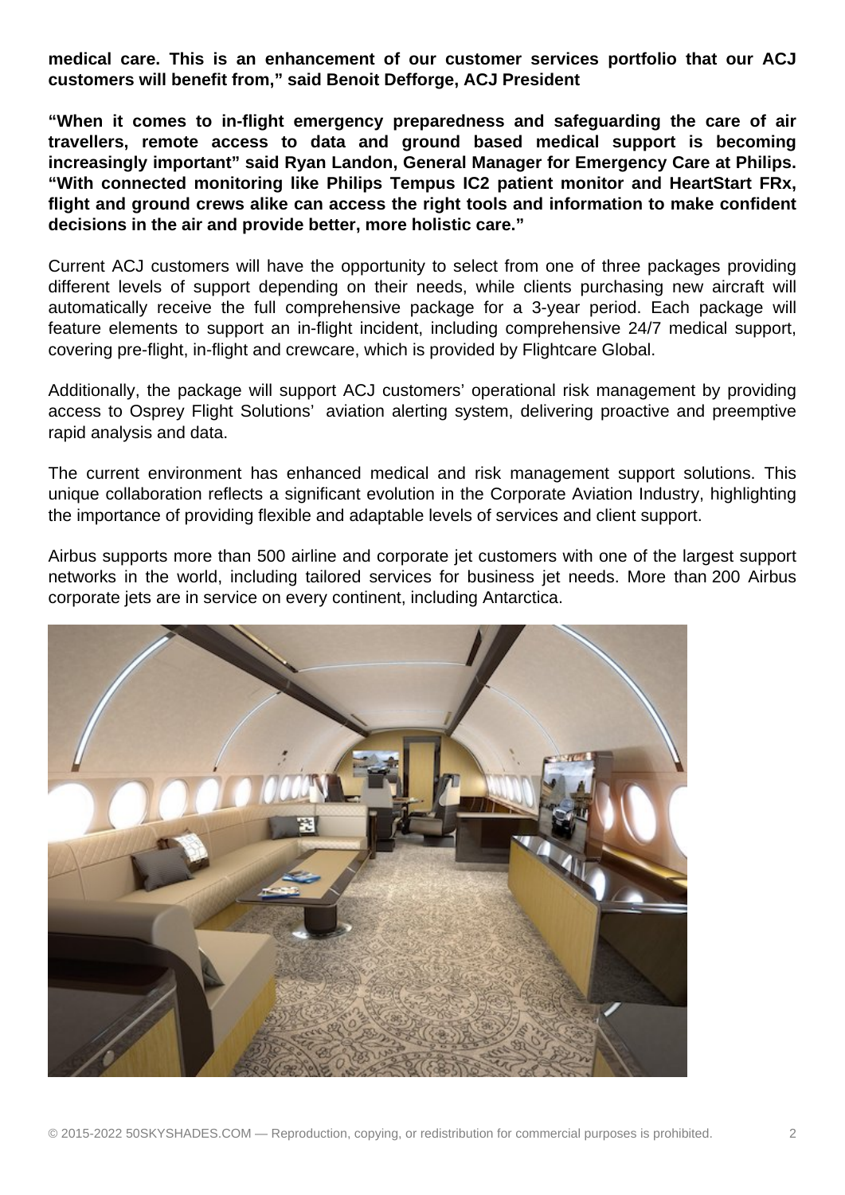**medical care. This is an enhancement of our customer services portfolio that our ACJ customers will benefit from," said Benoit Defforge, ACJ President**

**"When it comes to in-flight emergency preparedness and safeguarding the care of air travellers, remote access to data and ground based medical support is becoming increasingly important" said Ryan Landon, General Manager for Emergency Care at Philips. "With connected monitoring like Philips Tempus IC2 patient monitor and HeartStart FRx, flight and ground crews alike can access the right tools and information to make confident decisions in the air and provide better, more holistic care."**

Current ACJ customers will have the opportunity to select from one of three packages providing different levels of support depending on their needs, while clients purchasing new aircraft will automatically receive the full comprehensive package for a 3-year period. Each package will feature elements to support an in-flight incident, including comprehensive 24/7 medical support, covering pre-flight, in-flight and crewcare, which is provided by Flightcare Global.

Additionally, the package will support ACJ customers' operational risk management by providing access to Osprey Flight Solutions' aviation alerting system, delivering proactive and preemptive rapid analysis and data.

The current environment has enhanced medical and risk management support solutions. This unique collaboration reflects a significant evolution in the Corporate Aviation Industry, highlighting the importance of providing flexible and adaptable levels of services and client support.

Airbus supports more than 500 airline and corporate jet customers with one of the largest support networks in the world, including tailored services for business jet needs. More than 200 Airbus corporate jets are in service on every continent, including Antarctica.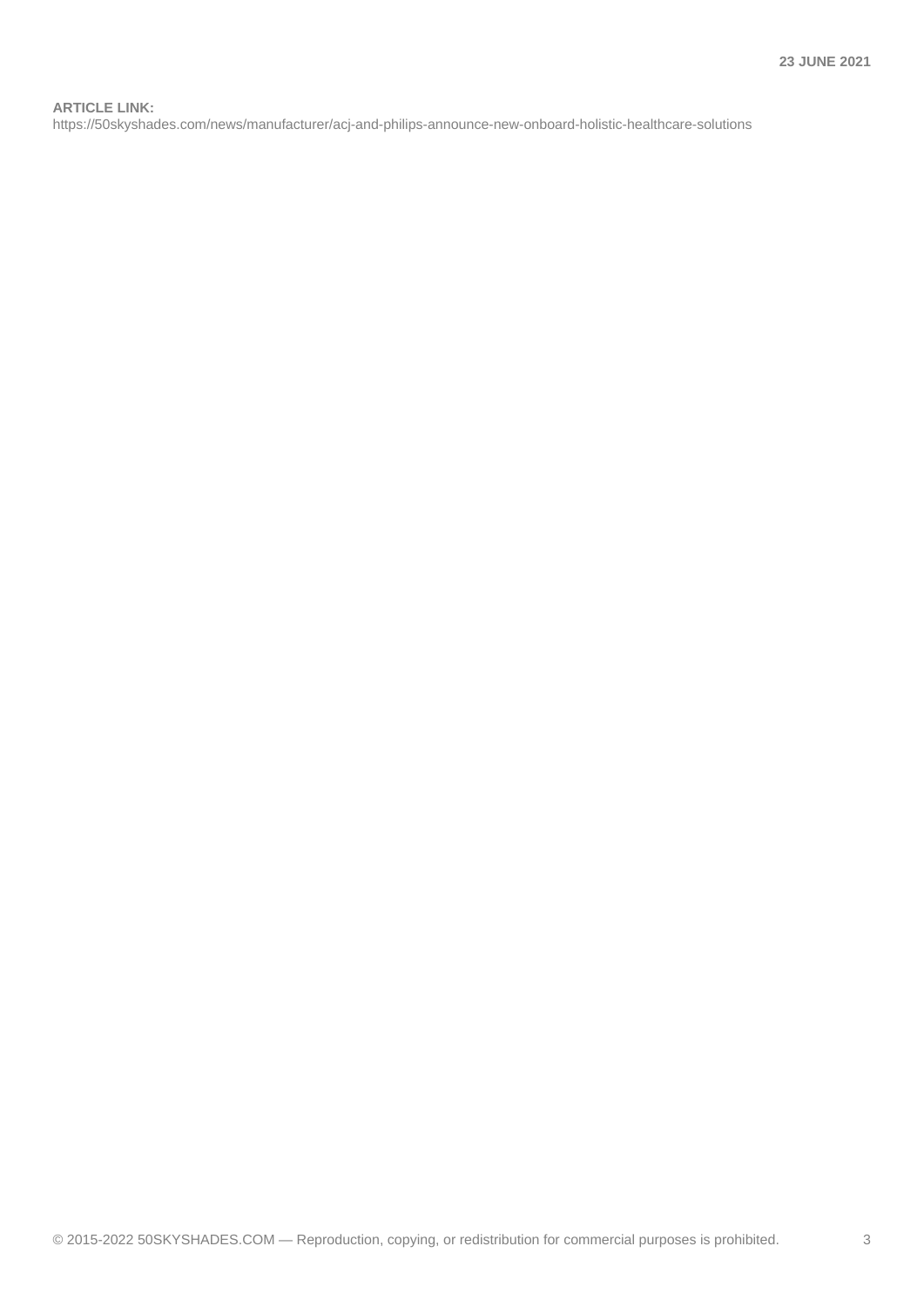**ARTICLE LINK:**
https://50skyshades.com/news/manufacturer/acj-and-philips-announce-new-onboard-holistic-healthcare-solutions